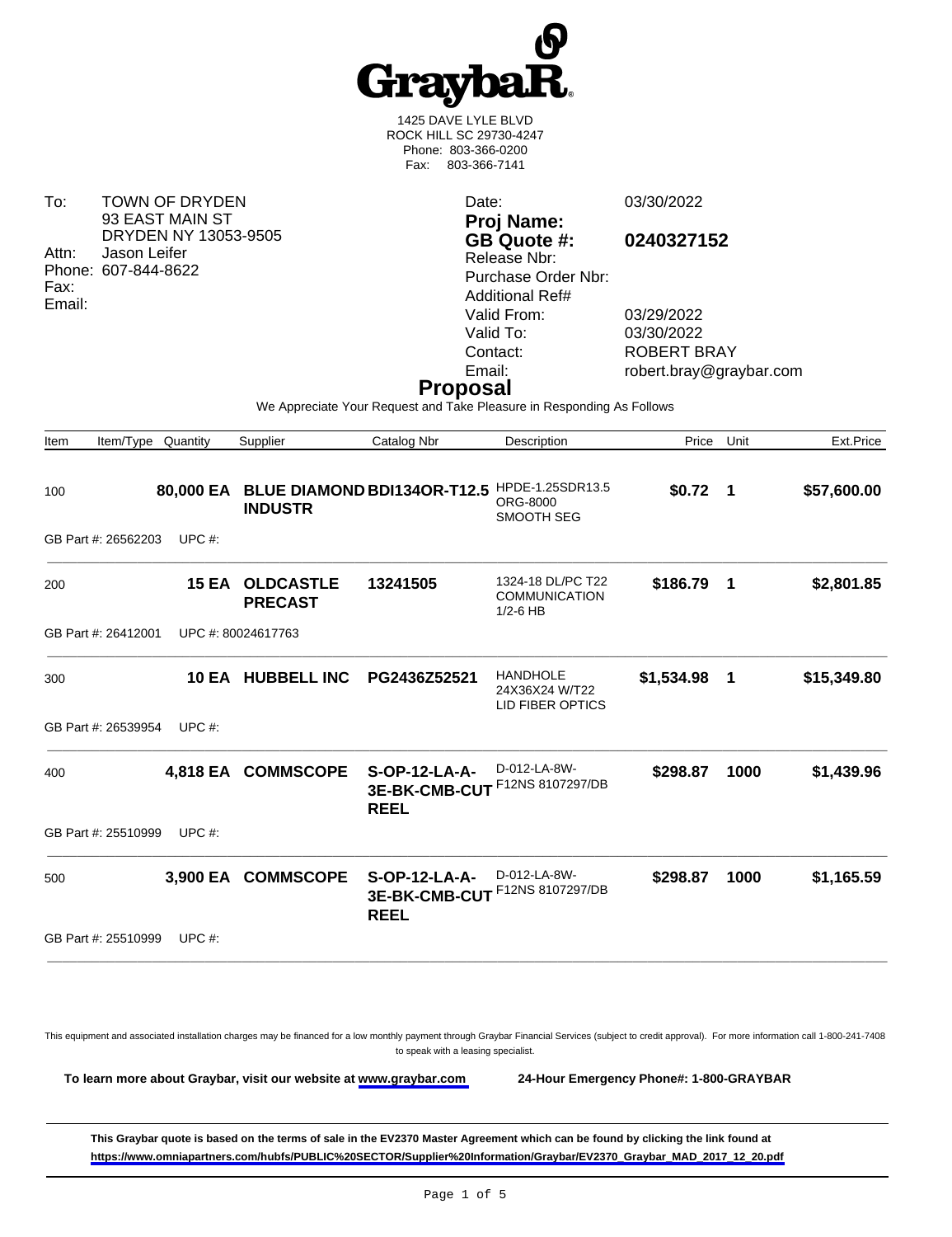# GraybaR

1425 DAVE LYLE BLVD
ROCK HILL SC 29730-4247
Phone: 803-366-0200
Fax: 803-366-7141

To: TOWN OF DRYDEN
93 EAST MAIN ST
DRYDEN NY 13053-9505
Attn: Jason Leifer
Phone: 607-844-8622
Fax:
Email:

| | |
|---|---|
| Date: | 03/30/2022 |
| **Proj Name:** | |
| **GB Quote #:** | **0240327152** |
| Release Nbr: | |
| Purchase Order Nbr: | |
| Additional Ref# | |
| Valid From: | 03/29/2022 |
| Valid To: | 03/30/2022 |
| Contact: | ROBERT BRAY |
| Email: | robert.bray@graybar.com |

## Proposal

We Appreciate Your Request and Take Pleasure in Responding As Follows

| Item | Item/Type | Quantity | Supplier | Catalog Nbr | Description | Price | Unit | Ext.Price |
|---|---|---|---|---|---|---|---|---|
| 100 | | **80,000 EA** | **BLUE DIAMOND INDUSTR** | **BDI134OR-T12.5** | HPDE-1.25SDR13.5 ORG-8000 SMOOTH SEG | **$0.72** | **1** | **$57,600.00** |
| GB Part #: 26562203 | | UPC #: | | | | | | |
| 200 | | **15 EA** | **OLDCASTLE PRECAST** | **13241505** | 1324-18 DL/PC T22 COMMUNICATION 1/2-6 HB | **$186.79** | **1** | **$2,801.85** |
| GB Part #: 26412001 | | UPC #: 80024617763 | | | | | | |
| 300 | | **10 EA** | **HUBBELL INC** | **PG2436Z52521** | HANDHOLE 24X36X24 W/T22 LID FIBER OPTICS | **$1,534.98** | **1** | **$15,349.80** |
| GB Part #: 26539954 | | UPC #: | | | | | | |
| 400 | | **4,818 EA** | **COMMSCOPE** | **S-OP-12-LA-A-3E-BK-CMB-CUT REEL** | D-012-LA-8W-F12NS 8107297/DB | **$298.87** | **1000** | **$1,439.96** |
| GB Part #: 25510999 | | UPC #: | | | | | | |
| 500 | | **3,900 EA** | **COMMSCOPE** | **S-OP-12-LA-A-3E-BK-CMB-CUT REEL** | D-012-LA-8W-F12NS 8107297/DB | **$298.87** | **1000** | **$1,165.59** |
| GB Part #: 25510999 | | UPC #: | | | | | | |

This equipment and associated installation charges may be financed for a low monthly payment through Graybar Financial Services (subject to credit approval). For more information call 1-800-241-7408 to speak with a leasing specialist.

**To learn more about Graybar, visit our website at www.graybar.com** **24-Hour Emergency Phone#: 1-800-GRAYBAR**

**This Graybar quote is based on the terms of sale in the EV2370 Master Agreement which can be found by clicking the link found at https://www.omniapartners.com/hubfs/PUBLIC%20SECTOR/Supplier%20Information/Graybar/EV2370_Graybar_MAD_2017_12_20.pdf**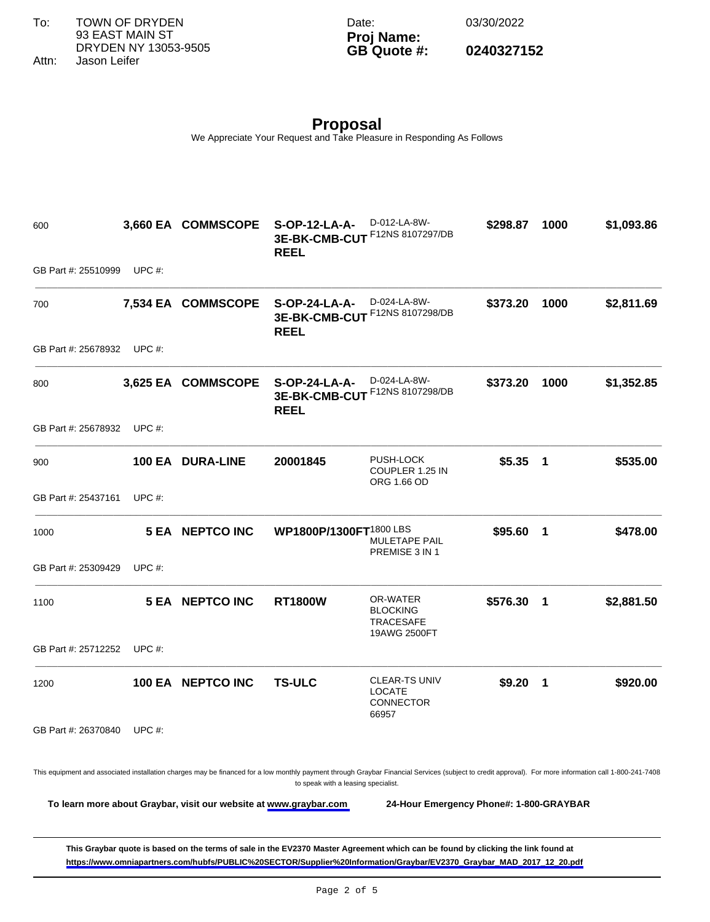To: TOWN OF DRYDEN
93 EAST MAIN ST
DRYDEN NY 13053-9505
Attn: Jason Leifer

Date: 03/30/2022
**Proj Name:**
**GB Quote #: 0240327152**

## Proposal

We Appreciate Your Request and Take Pleasure in Responding As Follows

| | | | | | | | |
|---|---|---|---|---|---|---|---|
| 600 | **3,660 EA** | **COMMSCOPE** | **S-OP-12-LA-A-3E-BK-CMB-CUT REEL** | D-012-LA-8W-F12NS 8107297/DB | **$298.87** | **1000** | **$1,093.86** |
| GB Part #: 25510999 | UPC #: | | | | | | |
| 700 | **7,534 EA** | **COMMSCOPE** | **S-OP-24-LA-A-3E-BK-CMB-CUT REEL** | D-024-LA-8W-F12NS 8107298/DB | **$373.20** | **1000** | **$2,811.69** |
| GB Part #: 25678932 | UPC #: | | | | | | |
| 800 | **3,625 EA** | **COMMSCOPE** | **S-OP-24-LA-A-3E-BK-CMB-CUT REEL** | D-024-LA-8W-F12NS 8107298/DB | **$373.20** | **1000** | **$1,352.85** |
| GB Part #: 25678932 | UPC #: | | | | | | |
| 900 | **100 EA** | **DURA-LINE** | **20001845** | PUSH-LOCK COUPLER 1.25 IN ORG 1.66 OD | **$5.35** | **1** | **$535.00** |
| GB Part #: 25437161 | UPC #: | | | | | | |
| 1000 | **5 EA** | **NEPTCO INC** | **WP1800P/1300FT** | 1800 LBS MULETAPE PAIL PREMISE 3 IN 1 | **$95.60** | **1** | **$478.00** |
| GB Part #: 25309429 | UPC #: | | | | | | |
| 1100 | **5 EA** | **NEPTCO INC** | **RT1800W** | OR-WATER BLOCKING TRACESAFE 19AWG 2500FT | **$576.30** | **1** | **$2,881.50** |
| GB Part #: 25712252 | UPC #: | | | | | | |
| 1200 | **100 EA** | **NEPTCO INC** | **TS-ULC** | CLEAR-TS UNIV LOCATE CONNECTOR 66957 | **$9.20** | **1** | **$920.00** |
| GB Part #: 26370840 | UPC #: | | | | | | |

This equipment and associated installation charges may be financed for a low monthly payment through Graybar Financial Services (subject to credit approval). For more information call 1-800-241-7408 to speak with a leasing specialist.

**To learn more about Graybar, visit our website at www.graybar.com** **24-Hour Emergency Phone#: 1-800-GRAYBAR**

**This Graybar quote is based on the terms of sale in the EV2370 Master Agreement which can be found by clicking the link found at https://www.omniapartners.com/hubfs/PUBLIC%20SECTOR/Supplier%20Information/Graybar/EV2370_Graybar_MAD_2017_12_20.pdf**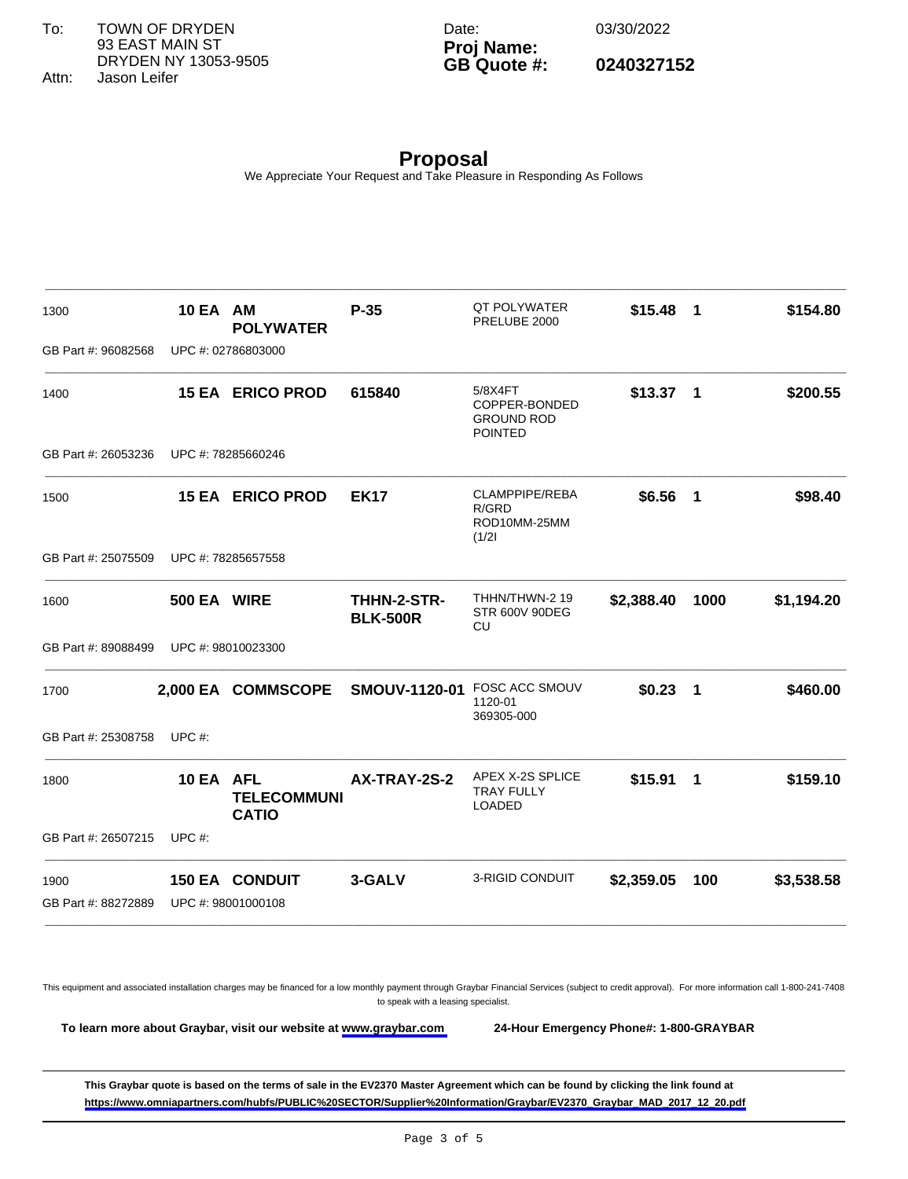To: TOWN OF DRYDEN
93 EAST MAIN ST
DRYDEN NY 13053-9505
Attn: Jason Leifer

Date: 03/30/2022
**Proj Name:**
**GB Quote #:** **0240327152**

# Proposal

We Appreciate Your Request and Take Pleasure in Responding As Follows

| Item | Qty | Manufacturer | Part | Description | Price | Unit | Extended |
|---|---|---|---|---|---|---|---|
| 1300 | **10 EA** | **AM POLYWATER** | **P-35** | QT POLYWATER PRELUBE 2000 | **$15.48** | **1** | **$154.80** |
| GB Part #: 96082568 | UPC #: 02786803000 | | | | | | |
| 1400 | **15 EA** | **ERICO PROD** | **615840** | 5/8X4FT COPPER-BONDED GROUND ROD POINTED | **$13.37** | **1** | **$200.55** |
| GB Part #: 26053236 | UPC #: 78285660246 | | | | | | |
| 1500 | **15 EA** | **ERICO PROD** | **EK17** | CLAMPPIPE/REBAR/GRD ROD10MM-25MM (1/2I | **$6.56** | **1** | **$98.40** |
| GB Part #: 25075509 | UPC #: 78285657558 | | | | | | |
| 1600 | **500 EA** | **WIRE** | **THHN-2-STR-BLK-500R** | THHN/THWN-2 19 STR 600V 90DEG CU | **$2,388.40** | **1000** | **$1,194.20** |
| GB Part #: 89088499 | UPC #: 98010023300 | | | | | | |
| 1700 | **2,000 EA** | **COMMSCOPE** | **SMOUV-1120-01** | FOSC ACC SMOUV 1120-01 369305-000 | **$0.23** | **1** | **$460.00** |
| GB Part #: 25308758 | UPC #: | | | | | | |
| 1800 | **10 EA** | **AFL TELECOMMUNICATIO** | **AX-TRAY-2S-2** | APEX X-2S SPLICE TRAY FULLY LOADED | **$15.91** | **1** | **$159.10** |
| GB Part #: 26507215 | UPC #: | | | | | | |
| 1900 | **150 EA** | **CONDUIT** | **3-GALV** | 3-RIGID CONDUIT | **$2,359.05** | **100** | **$3,538.58** |
| GB Part #: 88272889 | UPC #: 98001000108 | | | | | | |

This equipment and associated installation charges may be financed for a low monthly payment through Graybar Financial Services (subject to credit approval). For more information call 1-800-241-7408 to speak with a leasing specialist.

**To learn more about Graybar, visit our website at www.graybar.com** **24-Hour Emergency Phone#: 1-800-GRAYBAR**

**This Graybar quote is based on the terms of sale in the EV2370 Master Agreement which can be found by clicking the link found at https://www.omniapartners.com/hubfs/PUBLIC%20SECTOR/Supplier%20Information/Graybar/EV2370_Graybar_MAD_2017_12_20.pdf**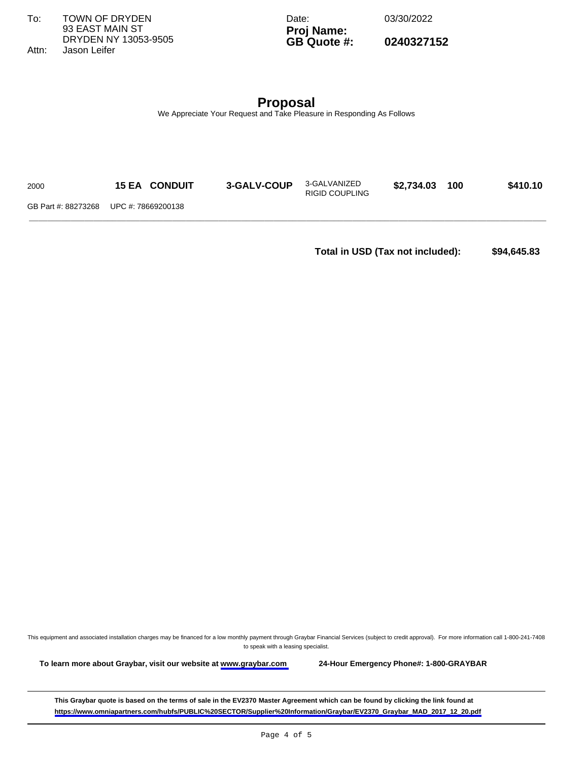To: TOWN OF DRYDEN
93 EAST MAIN ST
DRYDEN NY 13053-9505
Attn: Jason Leifer

Date: 03/30/2022
**Proj Name:**
**GB Quote #: 0240327152**

## Proposal

We Appreciate Your Request and Take Pleasure in Responding As Follows

| | | | | | | |
|---|---|---|---|---|---|---|
| 2000 | **15 EA CONDUIT** | **3-GALV-COUP** | 3-GALVANIZED RIGID COUPLING | **$2,734.03** | **100** | **$410.10** |

GB Part #: 88273268 UPC #: 78669200138

**Total in USD (Tax not included): $94,645.83**

This equipment and associated installation charges may be financed for a low monthly payment through Graybar Financial Services (subject to credit approval). For more information call 1-800-241-7408 to speak with a leasing specialist.

**To learn more about Graybar, visit our website at www.graybar.com** **24-Hour Emergency Phone#: 1-800-GRAYBAR**

**This Graybar quote is based on the terms of sale in the EV2370 Master Agreement which can be found by clicking the link found at https://www.omniapartners.com/hubfs/PUBLIC%20SECTOR/Supplier%20Information/Graybar/EV2370_Graybar_MAD_2017_12_20.pdf**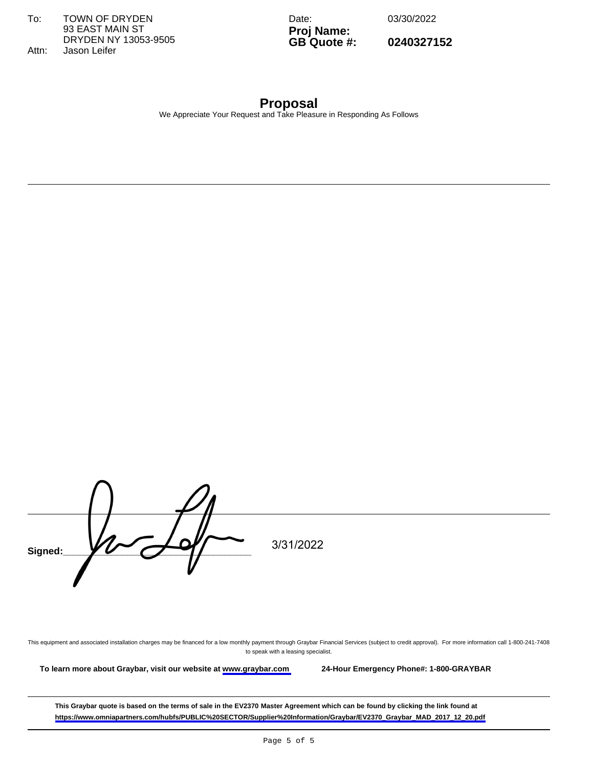To: TOWN OF DRYDEN
93 EAST MAIN ST
DRYDEN NY 13053-9505
Attn: Jason Leifer

Date: 03/30/2022
**Proj Name:**
**GB Quote #: 0240327152**

# Proposal

We Appreciate Your Request and Take Pleasure in Responding As Follows

---

**Signed:**_______________________________ 3/31/2022

This equipment and associated installation charges may be financed for a low monthly payment through Graybar Financial Services (subject to credit approval). For more information call 1-800-241-7408 to speak with a leasing specialist.

**To learn more about Graybar, visit our website at www.graybar.com** **24-Hour Emergency Phone#: 1-800-GRAYBAR**

**This Graybar quote is based on the terms of sale in the EV2370 Master Agreement which can be found by clicking the link found at https://www.omniapartners.com/hubfs/PUBLIC%20SECTOR/Supplier%20Information/Graybar/EV2370_Graybar_MAD_2017_12_20.pdf**